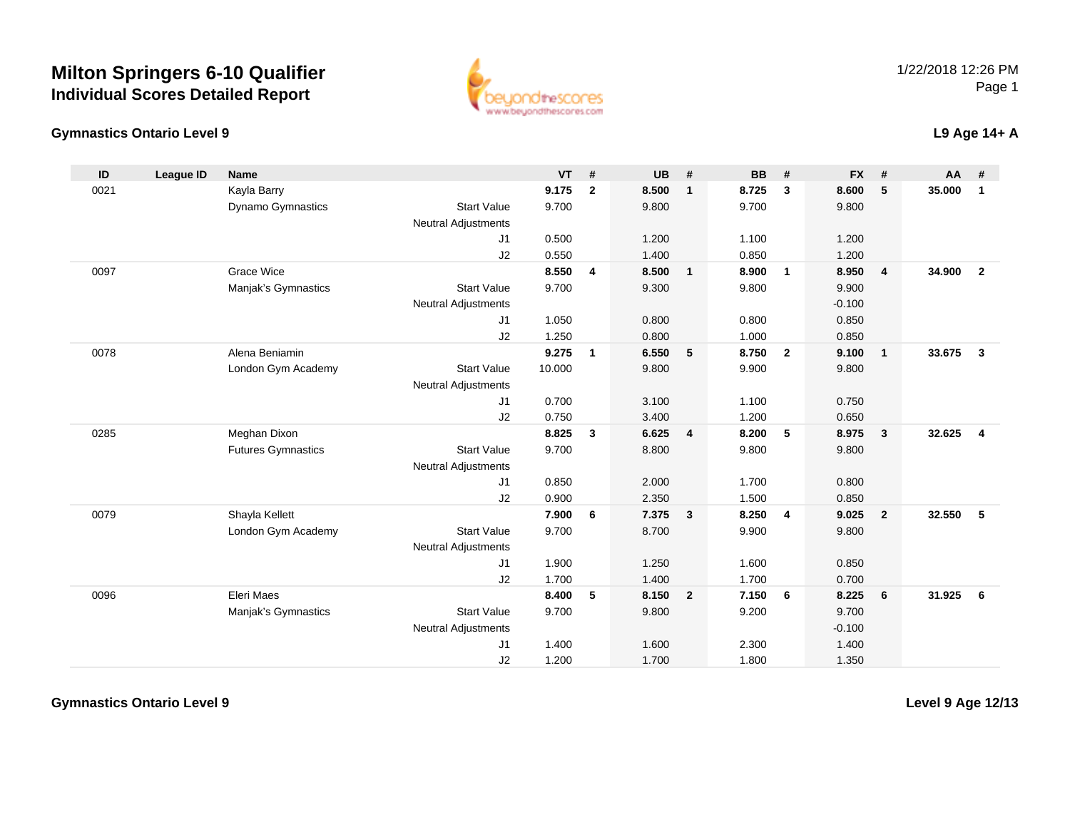# Milton Springers 6-10 Qualifier

## Individual Scores Detailed Report

1/22/2018 12:26 PM

### Gymnastics Ontario Level 9

### L9 Age 14+ A

| ID | League ID | Name | | VT | # | UB | # | BB | # | FX | # | AA | # |
|---|---|---|---|---|---|---|---|---|---|---|---|---|---|
| 0021 | | Kayla Barry | | **9.175** | **2** | **8.500** | **1** | **8.725** | **3** | **8.600** | **5** | **35.000** | **1** |
| | | Dynamo Gymnastics | Start Value | 9.700 | | 9.800 | | 9.700 | | 9.800 | | | |
| | | | Neutral Adjustments | | | | | | | | | | |
| | | | J1 | 0.500 | | 1.200 | | 1.100 | | 1.200 | | | |
| | | | J2 | 0.550 | | 1.400 | | 0.850 | | 1.200 | | | |
| 0097 | | Grace Wice | | **8.550** | **4** | **8.500** | **1** | **8.900** | **1** | **8.950** | **4** | **34.900** | **2** |
| | | Manjak's Gymnastics | Start Value | 9.700 | | 9.300 | | 9.800 | | 9.900 | | | |
| | | | Neutral Adjustments | | | | | | | -0.100 | | | |
| | | | J1 | 1.050 | | 0.800 | | 0.800 | | 0.850 | | | |
| | | | J2 | 1.250 | | 0.800 | | 1.000 | | 0.850 | | | |
| 0078 | | Alena Beniamin | | **9.275** | **1** | **6.550** | **5** | **8.750** | **2** | **9.100** | **1** | **33.675** | **3** |
| | | London Gym Academy | Start Value | 10.000 | | 9.800 | | 9.900 | | 9.800 | | | |
| | | | Neutral Adjustments | | | | | | | | | | |
| | | | J1 | 0.700 | | 3.100 | | 1.100 | | 0.750 | | | |
| | | | J2 | 0.750 | | 3.400 | | 1.200 | | 0.650 | | | |
| 0285 | | Meghan Dixon | | **8.825** | **3** | **6.625** | **4** | **8.200** | **5** | **8.975** | **3** | **32.625** | **4** |
| | | Futures Gymnastics | Start Value | 9.700 | | 8.800 | | 9.800 | | 9.800 | | | |
| | | | Neutral Adjustments | | | | | | | | | | |
| | | | J1 | 0.850 | | 2.000 | | 1.700 | | 0.800 | | | |
| | | | J2 | 0.900 | | 2.350 | | 1.500 | | 0.850 | | | |
| 0079 | | Shayla Kellett | | **7.900** | **6** | **7.375** | **3** | **8.250** | **4** | **9.025** | **2** | **32.550** | **5** |
| | | London Gym Academy | Start Value | 9.700 | | 8.700 | | 9.900 | | 9.800 | | | |
| | | | Neutral Adjustments | | | | | | | | | | |
| | | | J1 | 1.900 | | 1.250 | | 1.600 | | 0.850 | | | |
| | | | J2 | 1.700 | | 1.400 | | 1.700 | | 0.700 | | | |
| 0096 | | Eleri Maes | | **8.400** | **5** | **8.150** | **2** | **7.150** | **6** | **8.225** | **6** | **31.925** | **6** |
| | | Manjak's Gymnastics | Start Value | 9.700 | | 9.800 | | 9.200 | | 9.700 | | | |
| | | | Neutral Adjustments | | | | | | | -0.100 | | | |
| | | | J1 | 1.400 | | 1.600 | | 2.300 | | 1.400 | | | |
| | | | J2 | 1.200 | | 1.700 | | 1.800 | | 1.350 | | | |

### Gymnastics Ontario Level 9

### Level 9 Age 12/13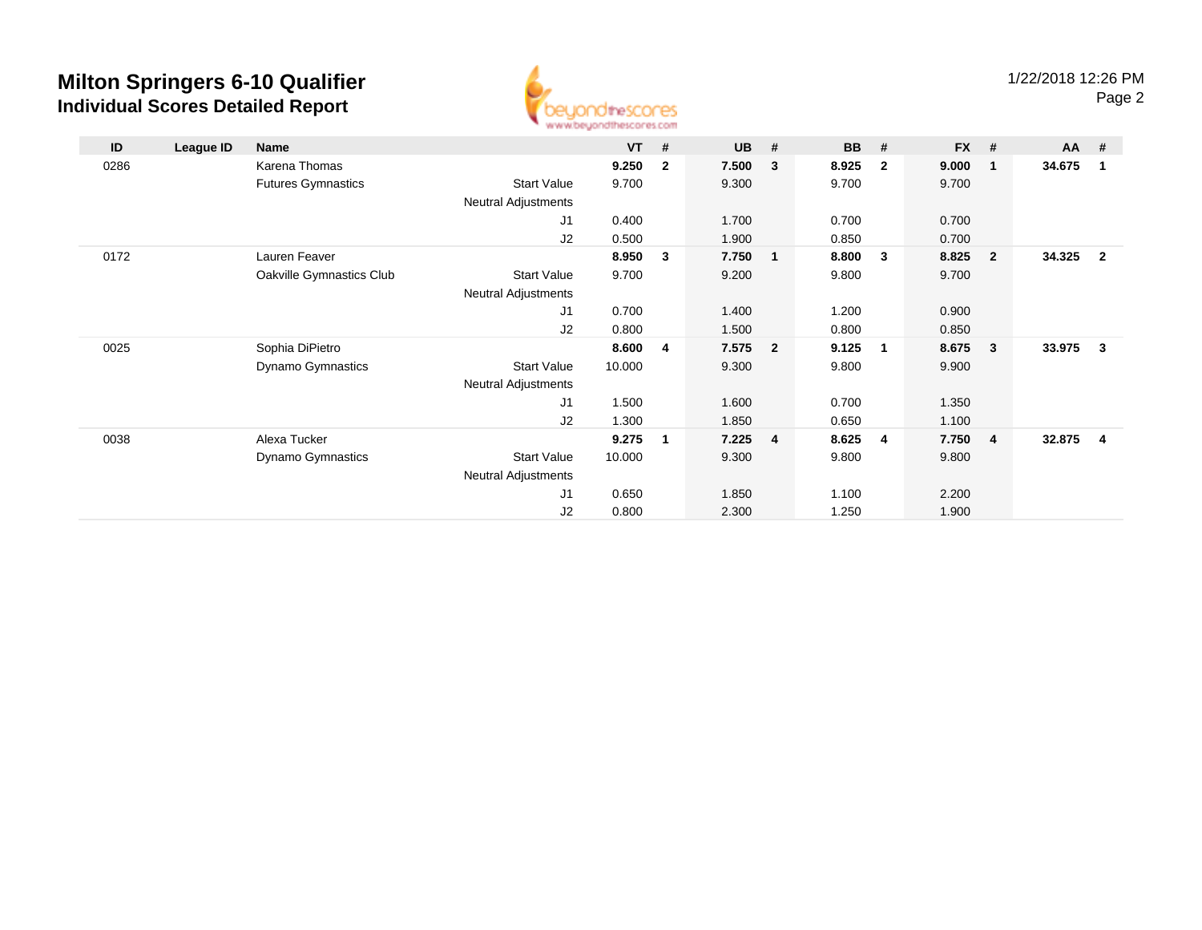# Milton Springers 6-10 Qualifier

## Individual Scores Detailed Report

1/22/2018 12:26 PM

| ID | League ID | Name | | VT | # | UB | # | BB | # | FX | # | AA | # |
|---|---|---|---|---|---|---|---|---|---|---|---|---|---|
| 0286 | | Karena Thomas | | **9.250** | **2** | **7.500** | **3** | **8.925** | **2** | **9.000** | **1** | **34.675** | **1** |
| | | Futures Gymnastics | Start Value | 9.700 | | 9.300 | | 9.700 | | 9.700 | | | |
| | | | Neutral Adjustments | | | | | | | | | | |
| | | | J1 | 0.400 | | 1.700 | | 0.700 | | 0.700 | | | |
| | | | J2 | 0.500 | | 1.900 | | 0.850 | | 0.700 | | | |
| 0172 | | Lauren Feaver | | **8.950** | **3** | **7.750** | **1** | **8.800** | **3** | **8.825** | **2** | **34.325** | **2** |
| | | Oakville Gymnastics Club | Start Value | 9.700 | | 9.200 | | 9.800 | | 9.700 | | | |
| | | | Neutral Adjustments | | | | | | | | | | |
| | | | J1 | 0.700 | | 1.400 | | 1.200 | | 0.900 | | | |
| | | | J2 | 0.800 | | 1.500 | | 0.800 | | 0.850 | | | |
| 0025 | | Sophia DiPietro | | **8.600** | **4** | **7.575** | **2** | **9.125** | **1** | **8.675** | **3** | **33.975** | **3** |
| | | Dynamo Gymnastics | Start Value | 10.000 | | 9.300 | | 9.800 | | 9.900 | | | |
| | | | Neutral Adjustments | | | | | | | | | | |
| | | | J1 | 1.500 | | 1.600 | | 0.700 | | 1.350 | | | |
| | | | J2 | 1.300 | | 1.850 | | 0.650 | | 1.100 | | | |
| 0038 | | Alexa Tucker | | **9.275** | **1** | **7.225** | **4** | **8.625** | **4** | **7.750** | **4** | **32.875** | **4** |
| | | Dynamo Gymnastics | Start Value | 10.000 | | 9.300 | | 9.800 | | 9.800 | | | |
| | | | Neutral Adjustments | | | | | | | | | | |
| | | | J1 | 0.650 | | 1.850 | | 1.100 | | 2.200 | | | |
| | | | J2 | 0.800 | | 2.300 | | 1.250 | | 1.900 | | | |